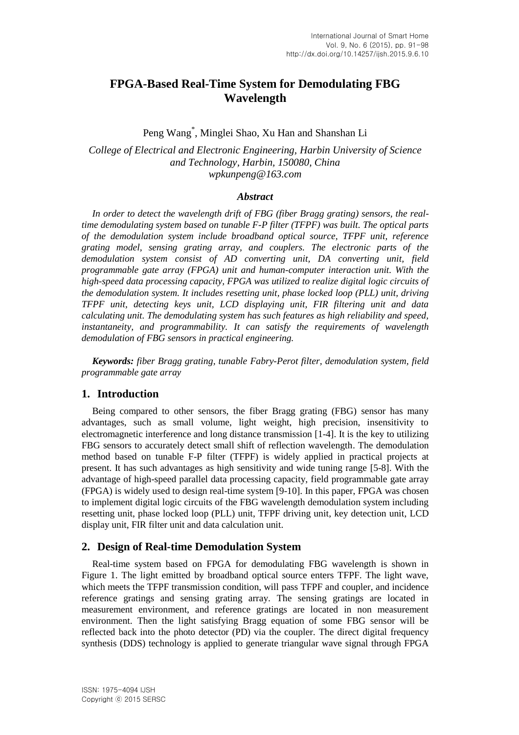# FPGA-Based Real-Time System for Demodulating FBG Wavelength

Peng Wang*, Minglei Shao, Xu Han and Shanshan Li

*College of Electrical and Electronic Engineering, Harbin University of Science and Technology, Harbin, 150080, China*
*wpkunpeng@163.com*

### *Abstract*

*In order to detect the wavelength drift of FBG (fiber Bragg grating) sensors, the real-time demodulating system based on tunable F-P filter (TFPF) was built. The optical parts of the demodulation system include broadband optical source, TFPF unit, reference grating model, sensing grating array, and couplers. The electronic parts of the demodulation system consist of AD converting unit, DA converting unit, field programmable gate array (FPGA) unit and human-computer interaction unit. With the high-speed data processing capacity, FPGA was utilized to realize digital logic circuits of the demodulation system. It includes resetting unit, phase locked loop (PLL) unit, driving TFPF unit, detecting keys unit, LCD displaying unit, FIR filtering unit and data calculating unit. The demodulating system has such features as high reliability and speed, instantaneity, and programmability. It can satisfy the requirements of wavelength demodulation of FBG sensors in practical engineering.*

***Keywords:*** *fiber Bragg grating, tunable Fabry-Perot filter, demodulation system, field programmable gate array*

## 1. Introduction

Being compared to other sensors, the fiber Bragg grating (FBG) sensor has many advantages, such as small volume, light weight, high precision, insensitivity to electromagnetic interference and long distance transmission [1-4]. It is the key to utilizing FBG sensors to accurately detect small shift of reflection wavelength. The demodulation method based on tunable F-P filter (TFPF) is widely applied in practical projects at present. It has such advantages as high sensitivity and wide tuning range [5-8]. With the advantage of high-speed parallel data processing capacity, field programmable gate array (FPGA) is widely used to design real-time system [9-10]. In this paper, FPGA was chosen to implement digital logic circuits of the FBG wavelength demodulation system including resetting unit, phase locked loop (PLL) unit, TFPF driving unit, key detection unit, LCD display unit, FIR filter unit and data calculation unit.

## 2. Design of Real-time Demodulation System

Real-time system based on FPGA for demodulating FBG wavelength is shown in Figure 1. The light emitted by broadband optical source enters TFPF. The light wave, which meets the TFPF transmission condition, will pass TFPF and coupler, and incidence reference gratings and sensing grating array. The sensing gratings are located in measurement environment, and reference gratings are located in non measurement environment. Then the light satisfying Bragg equation of some FBG sensor will be reflected back into the photo detector (PD) via the coupler. The direct digital frequency synthesis (DDS) technology is applied to generate triangular wave signal through FPGA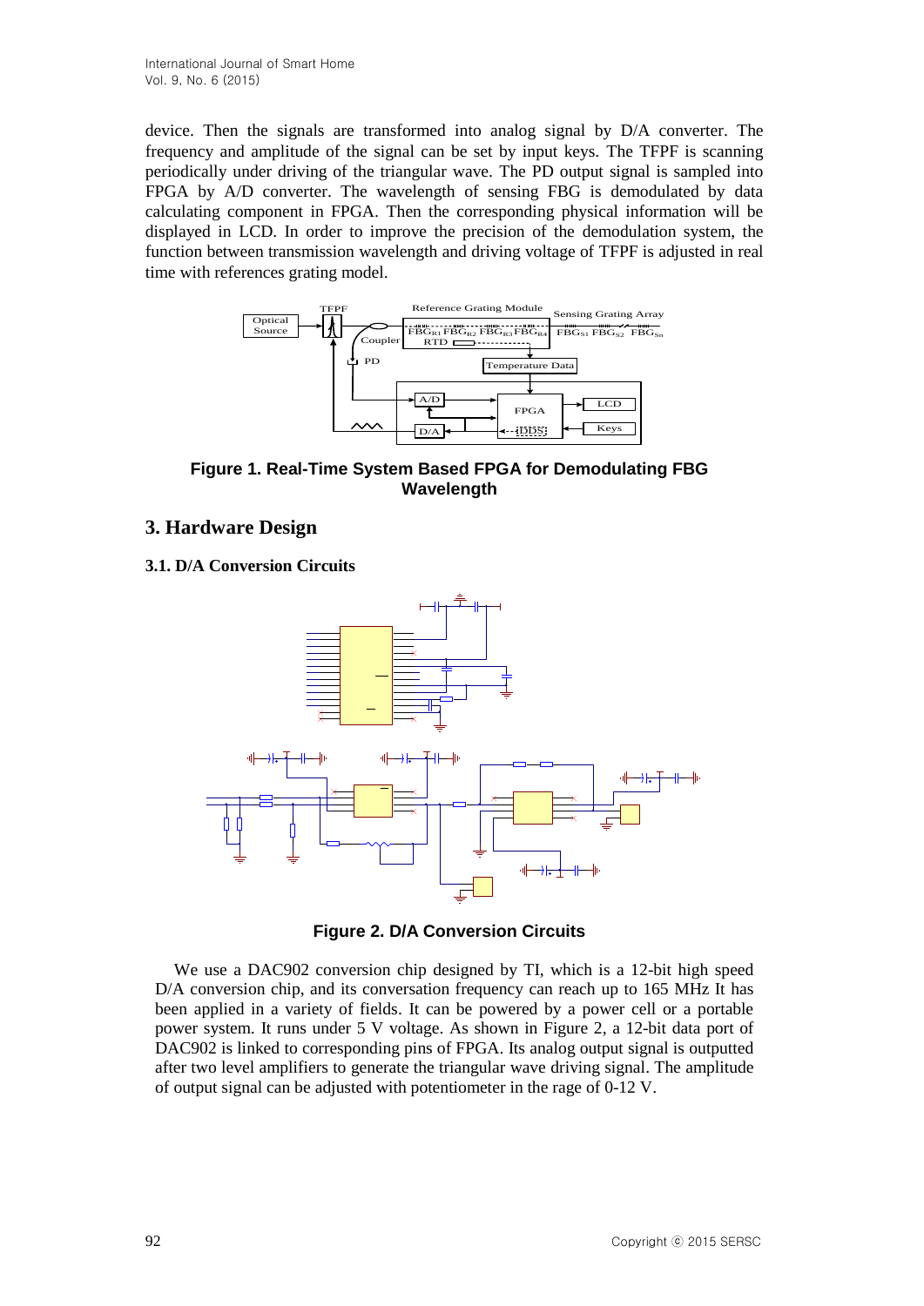device. Then the signals are transformed into analog signal by D/A converter. The frequency and amplitude of the signal can be set by input keys. The TFPF is scanning periodically under driving of the triangular wave. The PD output signal is sampled into FPGA by A/D converter. The wavelength of sensing FBG is demodulated by data calculating component in FPGA. Then the corresponding physical information will be displayed in LCD. In order to improve the precision of the demodulation system, the function between transmission wavelength and driving voltage of TFPF is adjusted in real time with references grating model.

Optical Source
TFPF
Coupler
PD
Reference Grating Module
$FBG_{R1}$ $FBG_{R2}$ $FBG_{R3}$ $FBG_{R4}$
RTD
Sensing Grating Array
$FBG_{S1}$ $FBG_{S2}$ $FBG_{Sn}$
Temperature Data
A/D
D/A
FPGA
DDS
LCD
Keys

**Figure 1. Real-Time System Based FPGA for Demodulating FBG Wavelength**

## 3. Hardware Design

### 3.1. D/A Conversion Circuits

**Figure 2. D/A Conversion Circuits**

We use a DAC902 conversion chip designed by TI, which is a 12-bit high speed D/A conversion chip, and its conversation frequency can reach up to 165 MHz It has been applied in a variety of fields. It can be powered by a power cell or a portable power system. It runs under 5 V voltage. As shown in Figure 2, a 12-bit data port of DAC902 is linked to corresponding pins of FPGA. Its analog output signal is outputted after two level amplifiers to generate the triangular wave driving signal. The amplitude of output signal can be adjusted with potentiometer in the rage of 0-12 V.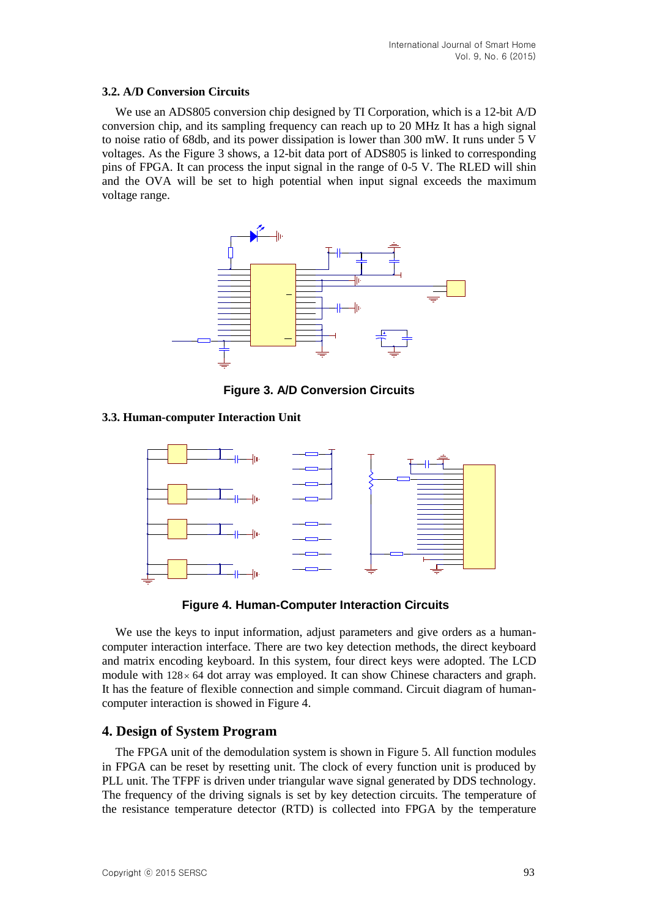### 3.2. A/D Conversion Circuits

We use an ADS805 conversion chip designed by TI Corporation, which is a 12-bit A/D conversion chip, and its sampling frequency can reach up to 20 MHz It has a high signal to noise ratio of 68db, and its power dissipation is lower than 300 mW. It runs under 5 V voltages. As the Figure 3 shows, a 12-bit data port of ADS805 is linked to corresponding pins of FPGA. It can process the input signal in the range of 0-5 V. The RLED will shin and the OVA will be set to high potential when input signal exceeds the maximum voltage range.

**Figure 3. A/D Conversion Circuits**

### 3.3. Human-computer Interaction Unit

**Figure 4. Human-Computer Interaction Circuits**

We use the keys to input information, adjust parameters and give orders as a human-computer interaction interface. There are two key detection methods, the direct keyboard and matrix encoding keyboard. In this system, four direct keys were adopted. The LCD module with $128 \times 64$ dot array was employed. It can show Chinese characters and graph. It has the feature of flexible connection and simple command. Circuit diagram of human-computer interaction is showed in Figure 4.

## 4. Design of System Program

The FPGA unit of the demodulation system is shown in Figure 5. All function modules in FPGA can be reset by resetting unit. The clock of every function unit is produced by PLL unit. The TFPF is driven under triangular wave signal generated by DDS technology. The frequency of the driving signals is set by key detection circuits. The temperature of the resistance temperature detector (RTD) is collected into FPGA by the temperature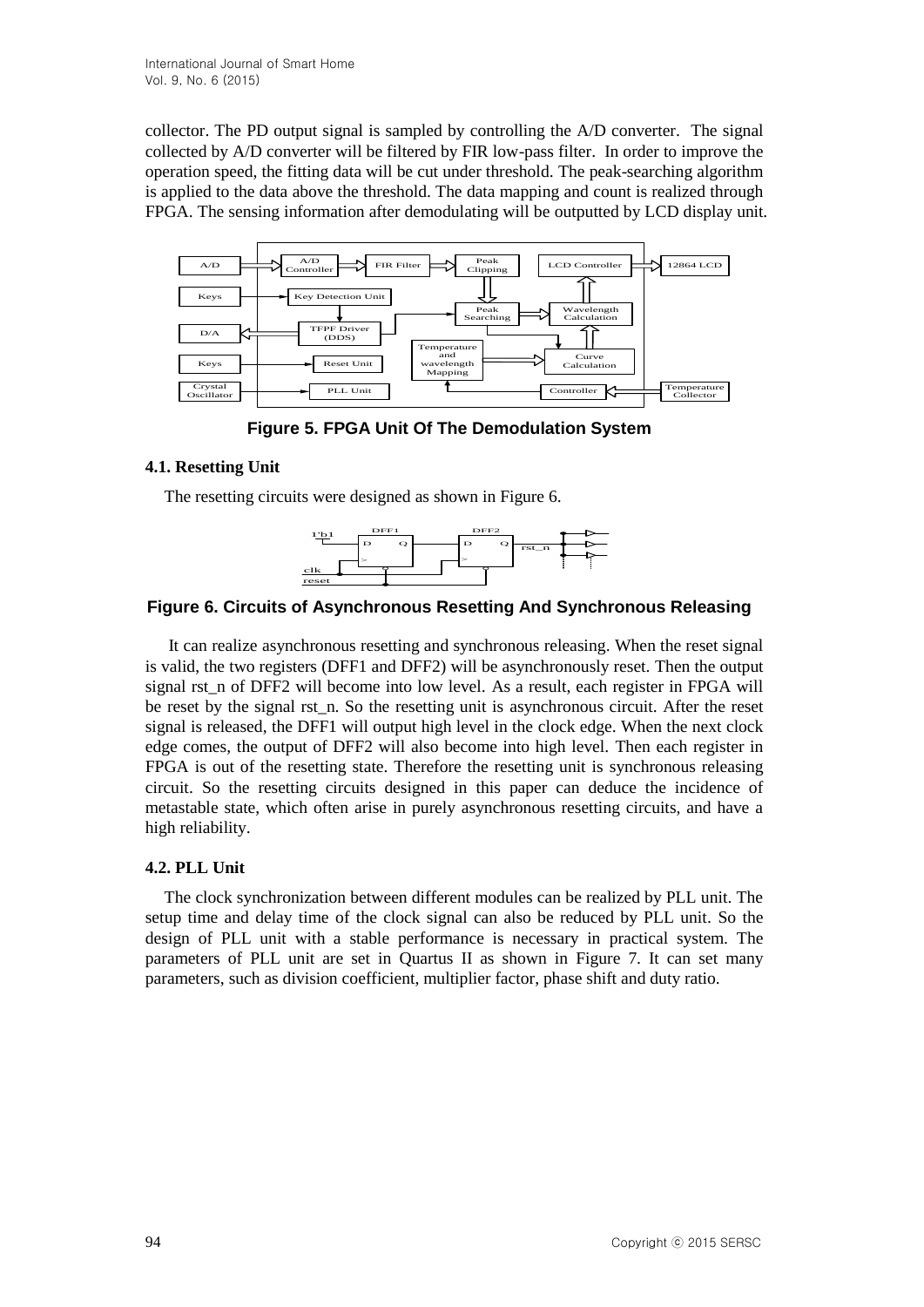collector. The PD output signal is sampled by controlling the A/D converter. The signal collected by A/D converter will be filtered by FIR low-pass filter. In order to improve the operation speed, the fitting data will be cut under threshold. The peak-searching algorithm is applied to the data above the threshold. The data mapping and count is realized through FPGA. The sensing information after demodulating will be outputted by LCD display unit.

A/D
A/D Controller
FIR Filter
Peak Clipping
LCD Controller
12864 LCD
Keys
Key Detection Unit
Peak Searching
Wavelength Calculation
D/A
TFPF Driver (DDS)
Temperature and wavelength Mapping
Curve Calculation
Keys
Reset Unit
Crystal Oscillator
PLL Unit
Controller
Temperature Collector

**Figure 5. FPGA Unit Of The Demodulation System**

### 4.1. Resetting Unit

The resetting circuits were designed as shown in Figure 6.

1'b1
DFF1
DFF2
D Q
D Q
rst_n
clk
reset

**Figure 6. Circuits of Asynchronous Resetting And Synchronous Releasing**

It can realize asynchronous resetting and synchronous releasing. When the reset signal is valid, the two registers (DFF1 and DFF2) will be asynchronously reset. Then the output signal rst_n of DFF2 will become into low level. As a result, each register in FPGA will be reset by the signal rst_n. So the resetting unit is asynchronous circuit. After the reset signal is released, the DFF1 will output high level in the clock edge. When the next clock edge comes, the output of DFF2 will also become into high level. Then each register in FPGA is out of the resetting state. Therefore the resetting unit is synchronous releasing circuit. So the resetting circuits designed in this paper can deduce the incidence of metastable state, which often arise in purely asynchronous resetting circuits, and have a high reliability.

### 4.2. PLL Unit

The clock synchronization between different modules can be realized by PLL unit. The setup time and delay time of the clock signal can also be reduced by PLL unit. So the design of PLL unit with a stable performance is necessary in practical system. The parameters of PLL unit are set in Quartus II as shown in Figure 7. It can set many parameters, such as division coefficient, multiplier factor, phase shift and duty ratio.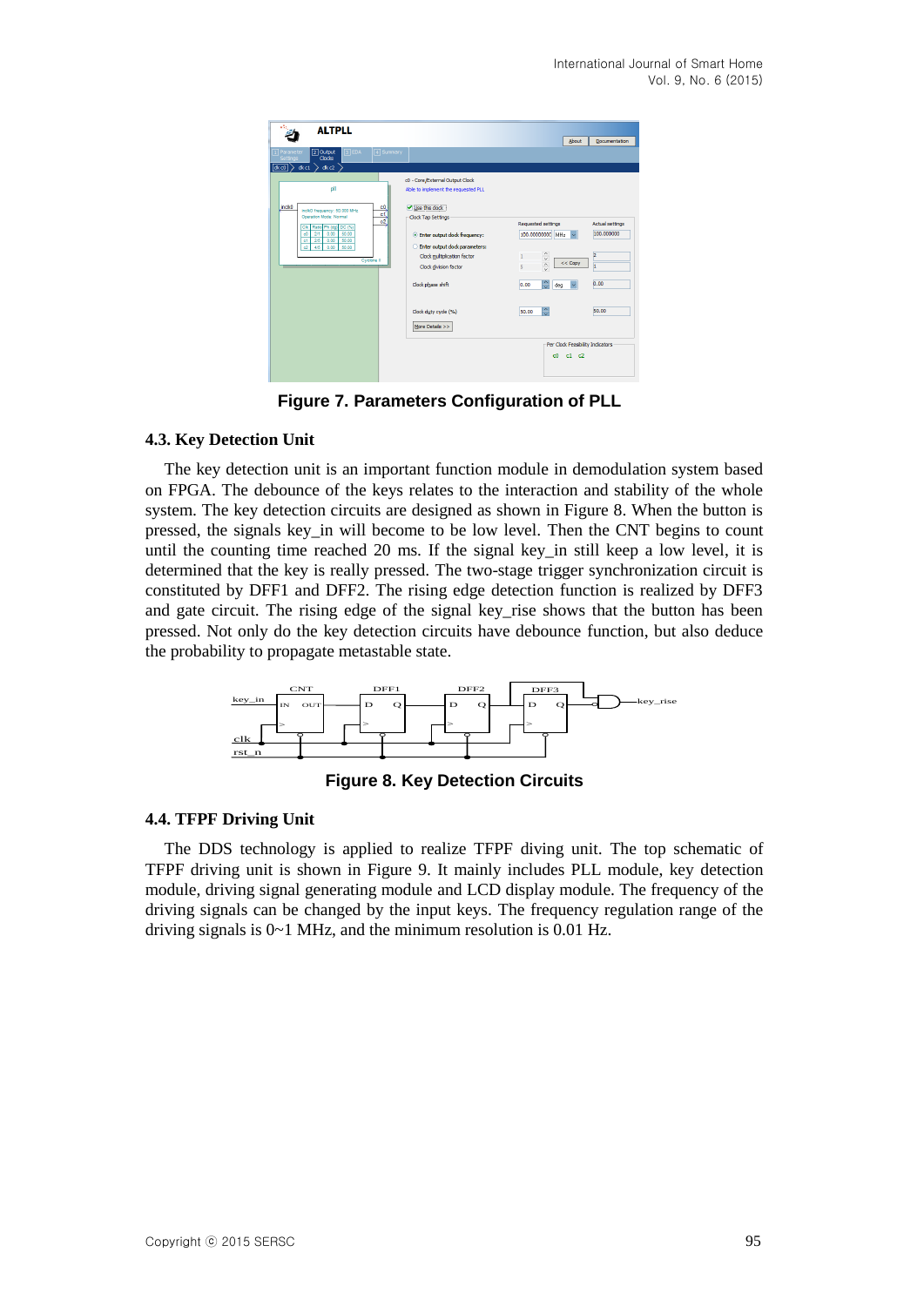Figure 7. Parameters Configuration of PLL

### 4.3. Key Detection Unit

The key detection unit is an important function module in demodulation system based on FPGA. The debounce of the keys relates to the interaction and stability of the whole system. The key detection circuits are designed as shown in Figure 8. When the button is pressed, the signals key_in will become to be low level. Then the CNT begins to count until the counting time reached 20 ms. If the signal key_in still keep a low level, it is determined that the key is really pressed. The two-stage trigger synchronization circuit is constituted by DFF1 and DFF2. The rising edge detection function is realized by DFF3 and gate circuit. The rising edge of the signal key_rise shows that the button has been pressed. Not only do the key detection circuits have debounce function, but also deduce the probability to propagate metastable state.

Figure 8. Key Detection Circuits

### 4.4. TFPF Driving Unit

The DDS technology is applied to realize TFPF diving unit. The top schematic of TFPF driving unit is shown in Figure 9. It mainly includes PLL module, key detection module, driving signal generating module and LCD display module. The frequency of the driving signals can be changed by the input keys. The frequency regulation range of the driving signals is 0~1 MHz, and the minimum resolution is 0.01 Hz.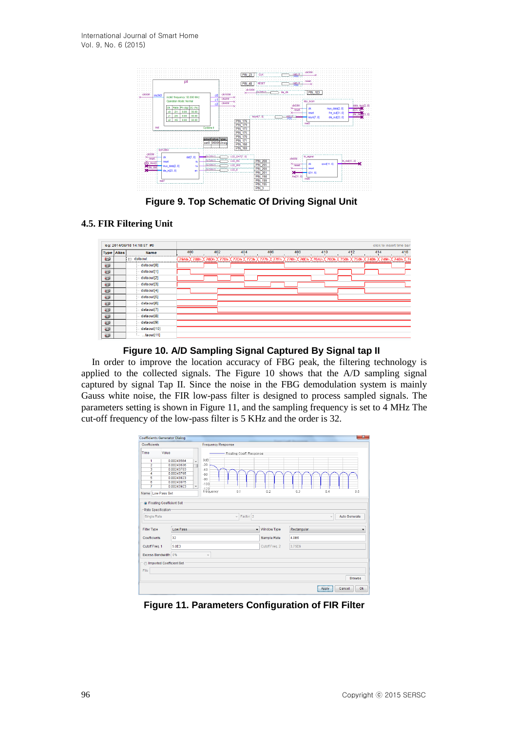**Figure 9. Top Schematic Of Driving Signal Unit**

### 4.5. FIR Filtering Unit

**Figure 10. A/D Sampling Signal Captured By Signal tap II**

In order to improve the location accuracy of FBG peak, the filtering technology is applied to the collected signals. The Figure 10 shows that the A/D sampling signal captured by signal Tap II. Since the noise in the FBG demodulation system is mainly Gauss white noise, the FIR low-pass filter is designed to process sampled signals. The parameters setting is shown in Figure 11, and the sampling frequency is set to 4 MHz The cut-off frequency of the low-pass filter is 5 KHz and the order is 32.

**Figure 11. Parameters Configuration of FIR Filter**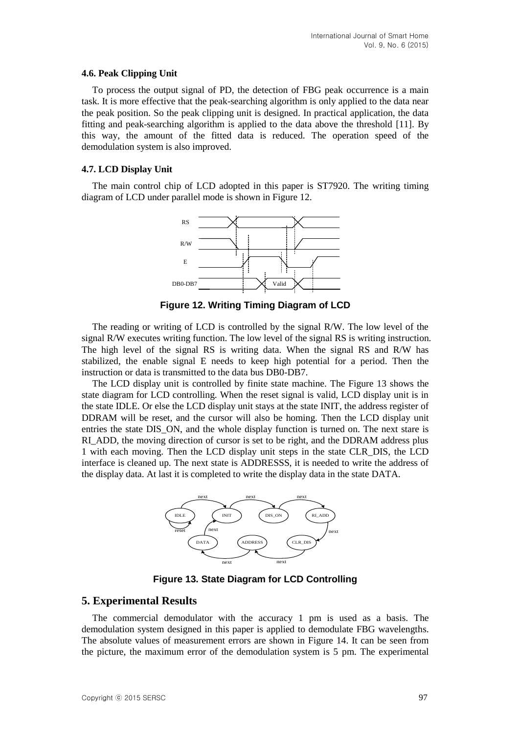### 4.6. Peak Clipping Unit

To process the output signal of PD, the detection of FBG peak occurrence is a main task. It is more effective that the peak-searching algorithm is only applied to the data near the peak position. So the peak clipping unit is designed. In practical application, the data fitting and peak-searching algorithm is applied to the data above the threshold [11]. By this way, the amount of the fitted data is reduced. The operation speed of the demodulation system is also improved.

### 4.7. LCD Display Unit

The main control chip of LCD adopted in this paper is ST7920. The writing timing diagram of LCD under parallel mode is shown in Figure 12.

RS

R/W

E

DB0-DB7

Valid

**Figure 12. Writing Timing Diagram of LCD**

The reading or writing of LCD is controlled by the signal R/W. The low level of the signal R/W executes writing function. The low level of the signal RS is writing instruction. The high level of the signal RS is writing data. When the signal RS and R/W has stabilized, the enable signal E needs to keep high potential for a period. Then the instruction or data is transmitted to the data bus DB0-DB7.

The LCD display unit is controlled by finite state machine. The Figure 13 shows the state diagram for LCD controlling. When the reset signal is valid, LCD display unit is in the state IDLE. Or else the LCD display unit stays at the state INIT, the address register of DDRAM will be reset, and the cursor will also be homing. Then the LCD display unit entries the state DIS_ON, and the whole display function is turned on. The next stare is RI_ADD, the moving direction of cursor is set to be right, and the DDRAM address plus 1 with each moving. Then the LCD display unit steps in the state CLR_DIS, the LCD interface is cleaned up. The next state is ADDRESSS, it is needed to write the address of the display data. At last it is completed to write the display data in the state DATA.

next next next

IDLE INIT DIS_ON RI_ADD

reset next next

DATA ADDRESS CLR_DIS

next next

**Figure 13. State Diagram for LCD Controlling**

## 5. Experimental Results

The commercial demodulator with the accuracy 1 pm is used as a basis. The demodulation system designed in this paper is applied to demodulate FBG wavelengths. The absolute values of measurement errors are shown in Figure 14. It can be seen from the picture, the maximum error of the demodulation system is 5 pm. The experimental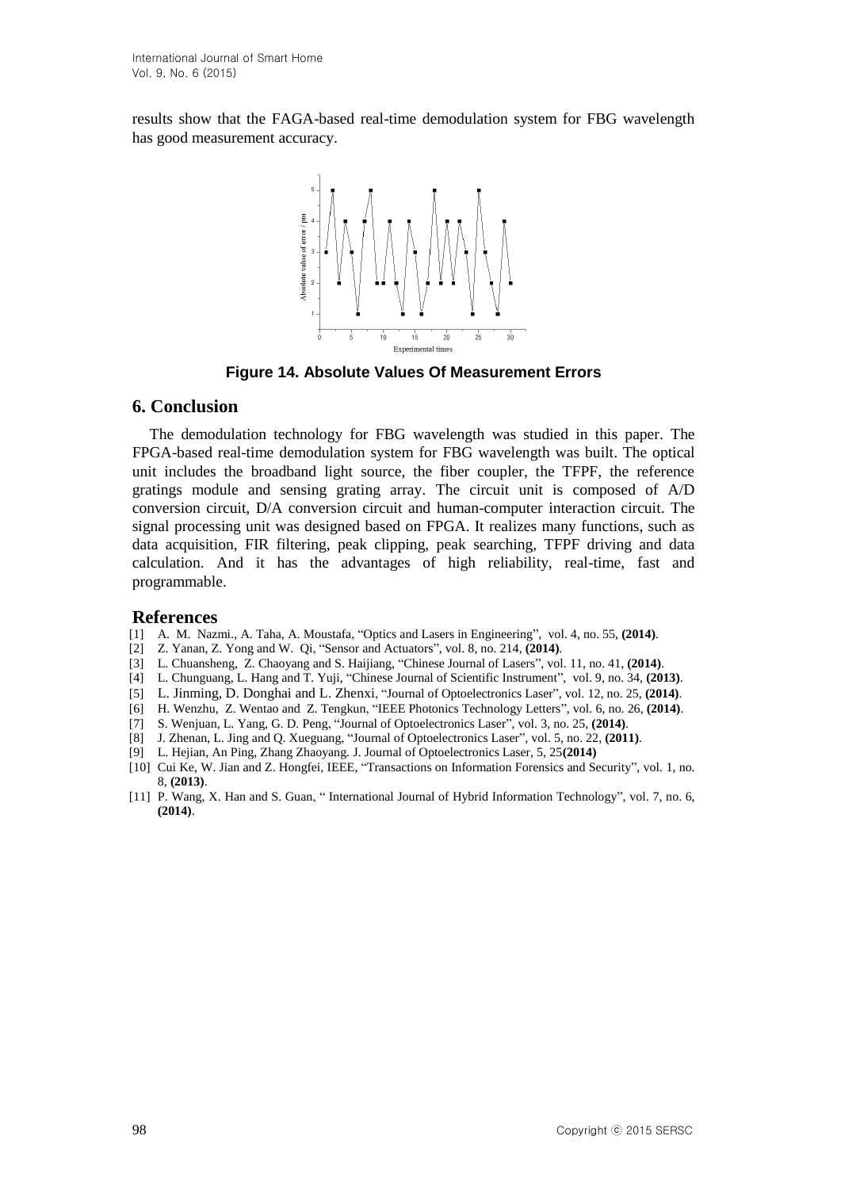results show that the FAGA-based real-time demodulation system for FBG wavelength has good measurement accuracy.

Absolute value of error / pm

5
4
3
2
1

0 5 10 15 20 25 30

Experimental times

**Figure 14. Absolute Values Of Measurement Errors**

## 6. Conclusion

The demodulation technology for FBG wavelength was studied in this paper. The FPGA-based real-time demodulation system for FBG wavelength was built. The optical unit includes the broadband light source, the fiber coupler, the TFPF, the reference gratings module and sensing grating array. The circuit unit is composed of A/D conversion circuit, D/A conversion circuit and human-computer interaction circuit. The signal processing unit was designed based on FPGA. It realizes many functions, such as data acquisition, FIR filtering, peak clipping, peak searching, TFPF driving and data calculation. And it has the advantages of high reliability, real-time, fast and programmable.

## References

[1] A. M. Nazmi., A. Taha, A. Moustafa, "Optics and Lasers in Engineering", vol. 4, no. 55, **(2014)**.

[2] Z. Yanan, Z. Yong and W. Qi, "Sensor and Actuators", vol. 8, no. 214, **(2014)**.

[3] L. Chuansheng, Z. Chaoyang and S. Haijiang, "Chinese Journal of Lasers", vol. 11, no. 41, **(2014)**.

[4] L. Chunguang, L. Hang and T. Yuji, "Chinese Journal of Scientific Instrument", vol. 9, no. 34, **(2013)**.

[5] L. Jinming, D. Donghai and L. Zhenxi, "Journal of Optoelectronics Laser", vol. 12, no. 25, **(2014)**.

[6] H. Wenzhu, Z. Wentao and Z. Tengkun, "IEEE Photonics Technology Letters", vol. 6, no. 26, **(2014)**.

[7] S. Wenjuan, L. Yang, G. D. Peng, "Journal of Optoelectronics Laser", vol. 3, no. 25, **(2014)**.

[8] J. Zhenan, L. Jing and Q. Xueguang, "Journal of Optoelectronics Laser", vol. 5, no. 22, **(2011)**.

[9] L. Hejian, An Ping, Zhang Zhaoyang. J. Journal of Optoelectronics Laser, 5, 25**(2014)**

[10] Cui Ke, W. Jian and Z. Hongfei, IEEE, "Transactions on Information Forensics and Security", vol. 1, no. 8, **(2013)**.

[11] P. Wang, X. Han and S. Guan, " International Journal of Hybrid Information Technology", vol. 7, no. 6, **(2014)**.